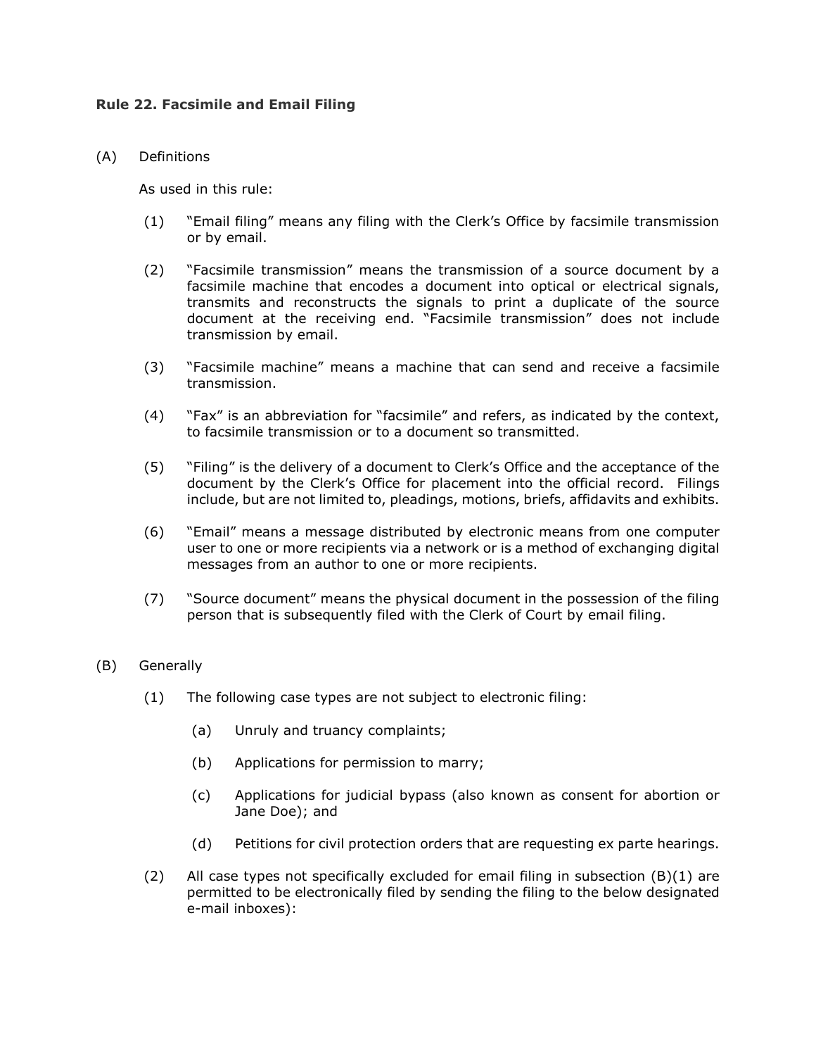**Rule 22. Facsimile and Email Filing**

(A) Definitions

As used in this rule:

(1) "Email filing" means any filing with the Clerk's Office by facsimile transmission or by email.

(2) "Facsimile transmission" means the transmission of a source document by a facsimile machine that encodes a document into optical or electrical signals, transmits and reconstructs the signals to print a duplicate of the source document at the receiving end. "Facsimile transmission" does not include transmission by email.

(3) "Facsimile machine" means a machine that can send and receive a facsimile transmission.

(4) "Fax" is an abbreviation for "facsimile" and refers, as indicated by the context, to facsimile transmission or to a document so transmitted.

(5) "Filing" is the delivery of a document to Clerk's Office and the acceptance of the document by the Clerk's Office for placement into the official record. Filings include, but are not limited to, pleadings, motions, briefs, affidavits and exhibits.

(6) "Email" means a message distributed by electronic means from one computer user to one or more recipients via a network or is a method of exchanging digital messages from an author to one or more recipients.

(7) "Source document" means the physical document in the possession of the filing person that is subsequently filed with the Clerk of Court by email filing.

(B) Generally

(1) The following case types are not subject to electronic filing:

(a) Unruly and truancy complaints;

(b) Applications for permission to marry;

(c) Applications for judicial bypass (also known as consent for abortion or Jane Doe); and

(d) Petitions for civil protection orders that are requesting ex parte hearings.

(2) All case types not specifically excluded for email filing in subsection (B)(1) are permitted to be electronically filed by sending the filing to the below designated e-mail inboxes):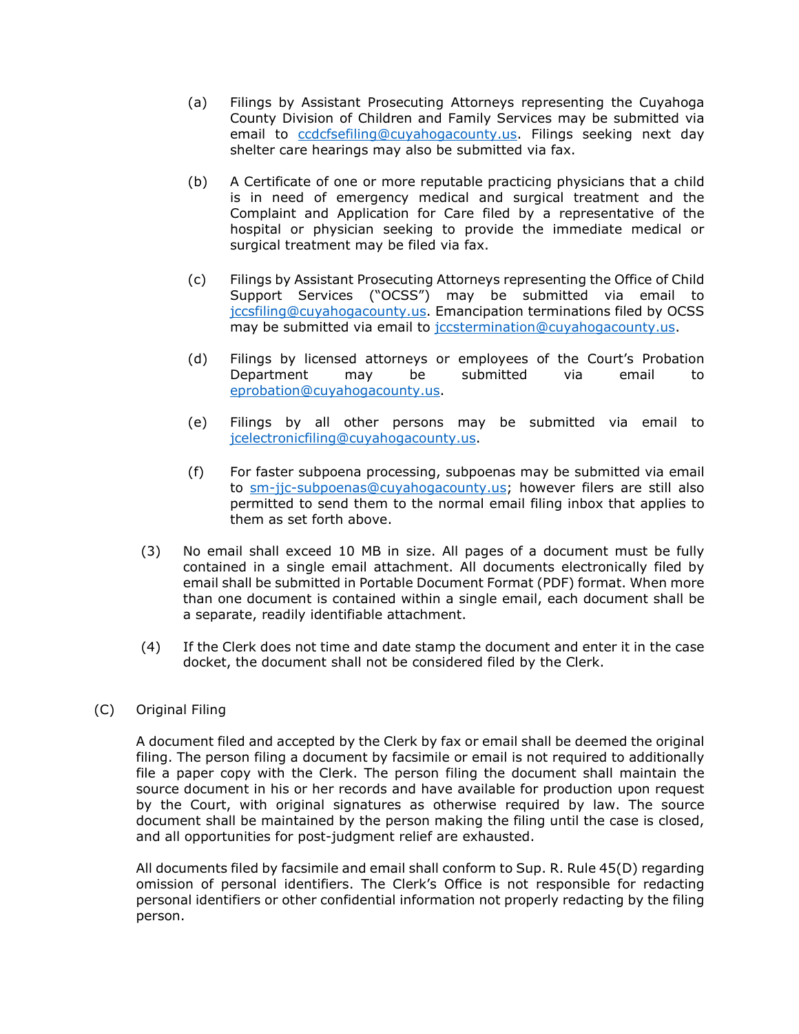(a) Filings by Assistant Prosecuting Attorneys representing the Cuyahoga County Division of Children and Family Services may be submitted via email to ccdcfsefiling@cuyahogacounty.us. Filings seeking next day shelter care hearings may also be submitted via fax.

(b) A Certificate of one or more reputable practicing physicians that a child is in need of emergency medical and surgical treatment and the Complaint and Application for Care filed by a representative of the hospital or physician seeking to provide the immediate medical or surgical treatment may be filed via fax.

(c) Filings by Assistant Prosecuting Attorneys representing the Office of Child Support Services ("OCSS") may be submitted via email to jccsfiling@cuyahogacounty.us. Emancipation terminations filed by OCSS may be submitted via email to jccstermination@cuyahogacounty.us.

(d) Filings by licensed attorneys or employees of the Court's Probation Department may be submitted via email to eprobation@cuyahogacounty.us.

(e) Filings by all other persons may be submitted via email to jcelectronicfiling@cuyahogacounty.us.

(f) For faster subpoena processing, subpoenas may be submitted via email to sm-jjc-subpoenas@cuyahogacounty.us; however filers are still also permitted to send them to the normal email filing inbox that applies to them as set forth above.

(3) No email shall exceed 10 MB in size. All pages of a document must be fully contained in a single email attachment. All documents electronically filed by email shall be submitted in Portable Document Format (PDF) format. When more than one document is contained within a single email, each document shall be a separate, readily identifiable attachment.

(4) If the Clerk does not time and date stamp the document and enter it in the case docket, the document shall not be considered filed by the Clerk.

(C) Original Filing

A document filed and accepted by the Clerk by fax or email shall be deemed the original filing. The person filing a document by facsimile or email is not required to additionally file a paper copy with the Clerk. The person filing the document shall maintain the source document in his or her records and have available for production upon request by the Court, with original signatures as otherwise required by law. The source document shall be maintained by the person making the filing until the case is closed, and all opportunities for post-judgment relief are exhausted.

All documents filed by facsimile and email shall conform to Sup. R. Rule 45(D) regarding omission of personal identifiers. The Clerk's Office is not responsible for redacting personal identifiers or other confidential information not properly redacting by the filing person.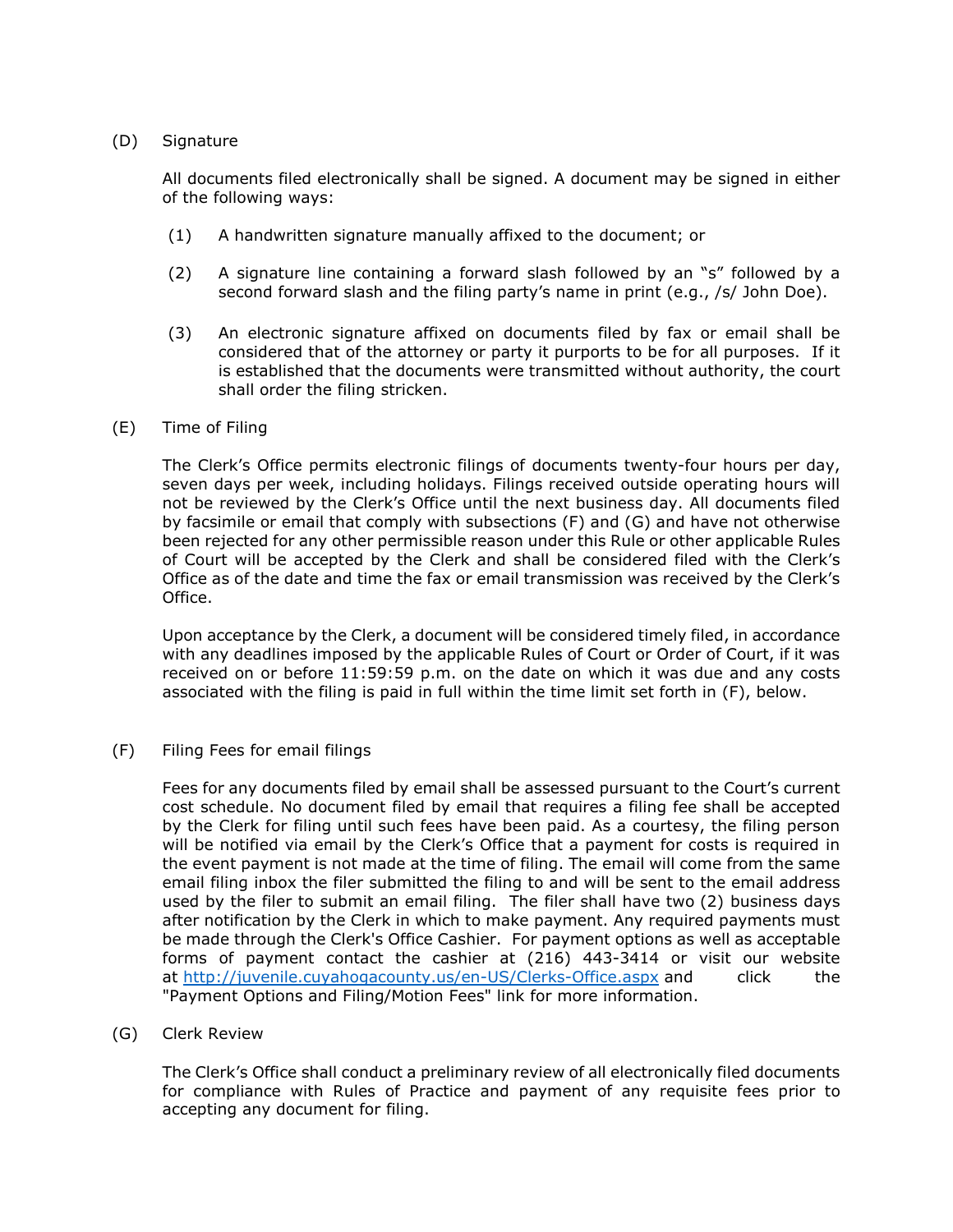(D) Signature

All documents filed electronically shall be signed. A document may be signed in either of the following ways:

(1) A handwritten signature manually affixed to the document; or

(2) A signature line containing a forward slash followed by an "s" followed by a second forward slash and the filing party's name in print (e.g., /s/ John Doe).

(3) An electronic signature affixed on documents filed by fax or email shall be considered that of the attorney or party it purports to be for all purposes. If it is established that the documents were transmitted without authority, the court shall order the filing stricken.

(E) Time of Filing

The Clerk's Office permits electronic filings of documents twenty-four hours per day, seven days per week, including holidays. Filings received outside operating hours will not be reviewed by the Clerk's Office until the next business day. All documents filed by facsimile or email that comply with subsections (F) and (G) and have not otherwise been rejected for any other permissible reason under this Rule or other applicable Rules of Court will be accepted by the Clerk and shall be considered filed with the Clerk's Office as of the date and time the fax or email transmission was received by the Clerk's Office.

Upon acceptance by the Clerk, a document will be considered timely filed, in accordance with any deadlines imposed by the applicable Rules of Court or Order of Court, if it was received on or before 11:59:59 p.m. on the date on which it was due and any costs associated with the filing is paid in full within the time limit set forth in (F), below.

(F) Filing Fees for email filings

Fees for any documents filed by email shall be assessed pursuant to the Court's current cost schedule. No document filed by email that requires a filing fee shall be accepted by the Clerk for filing until such fees have been paid. As a courtesy, the filing person will be notified via email by the Clerk's Office that a payment for costs is required in the event payment is not made at the time of filing. The email will come from the same email filing inbox the filer submitted the filing to and will be sent to the email address used by the filer to submit an email filing. The filer shall have two (2) business days after notification by the Clerk in which to make payment. Any required payments must be made through the Clerk's Office Cashier. For payment options as well as acceptable forms of payment contact the cashier at (216) 443-3414 or visit our website at http://juvenile.cuyahogacounty.us/en-US/Clerks-Office.aspx and click the "Payment Options and Filing/Motion Fees" link for more information.

(G) Clerk Review

The Clerk's Office shall conduct a preliminary review of all electronically filed documents for compliance with Rules of Practice and payment of any requisite fees prior to accepting any document for filing.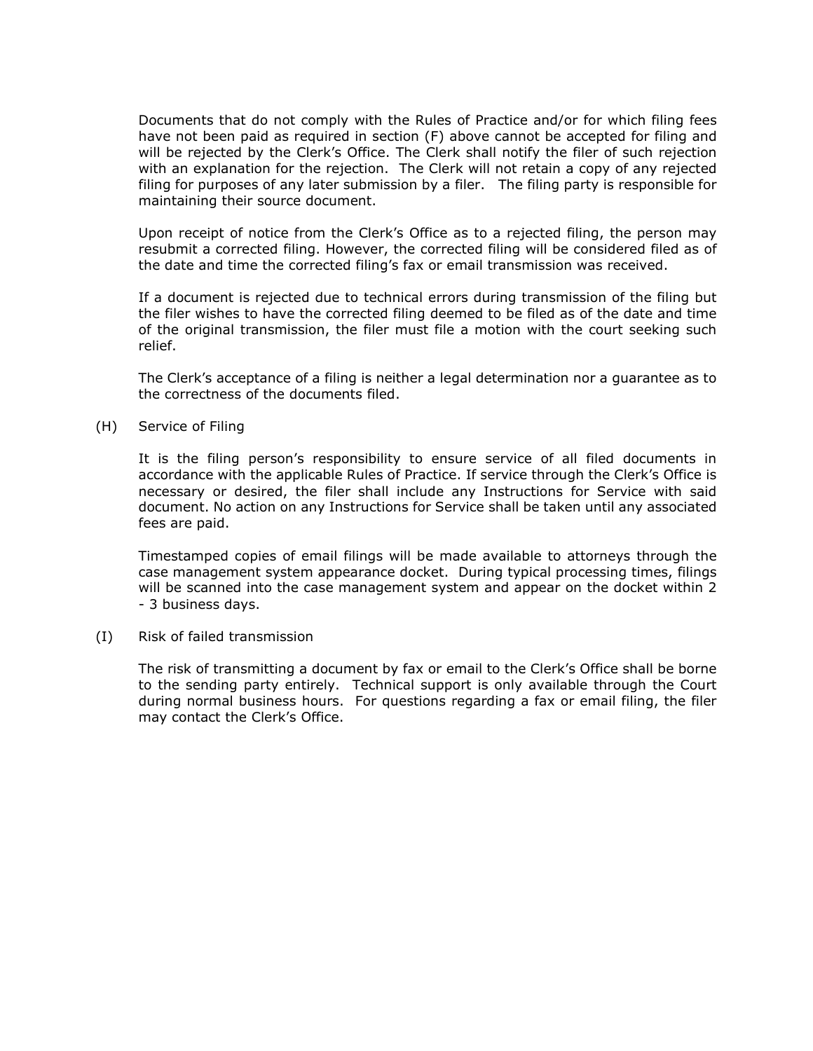Documents that do not comply with the Rules of Practice and/or for which filing fees have not been paid as required in section (F) above cannot be accepted for filing and will be rejected by the Clerk's Office. The Clerk shall notify the filer of such rejection with an explanation for the rejection. The Clerk will not retain a copy of any rejected filing for purposes of any later submission by a filer. The filing party is responsible for maintaining their source document.

Upon receipt of notice from the Clerk's Office as to a rejected filing, the person may resubmit a corrected filing. However, the corrected filing will be considered filed as of the date and time the corrected filing's fax or email transmission was received.

If a document is rejected due to technical errors during transmission of the filing but the filer wishes to have the corrected filing deemed to be filed as of the date and time of the original transmission, the filer must file a motion with the court seeking such relief.

The Clerk's acceptance of a filing is neither a legal determination nor a guarantee as to the correctness of the documents filed.

(H) Service of Filing

It is the filing person's responsibility to ensure service of all filed documents in accordance with the applicable Rules of Practice. If service through the Clerk's Office is necessary or desired, the filer shall include any Instructions for Service with said document. No action on any Instructions for Service shall be taken until any associated fees are paid.

Timestamped copies of email filings will be made available to attorneys through the case management system appearance docket. During typical processing times, filings will be scanned into the case management system and appear on the docket within 2 - 3 business days.

(I) Risk of failed transmission

The risk of transmitting a document by fax or email to the Clerk's Office shall be borne to the sending party entirely. Technical support is only available through the Court during normal business hours. For questions regarding a fax or email filing, the filer may contact the Clerk's Office.